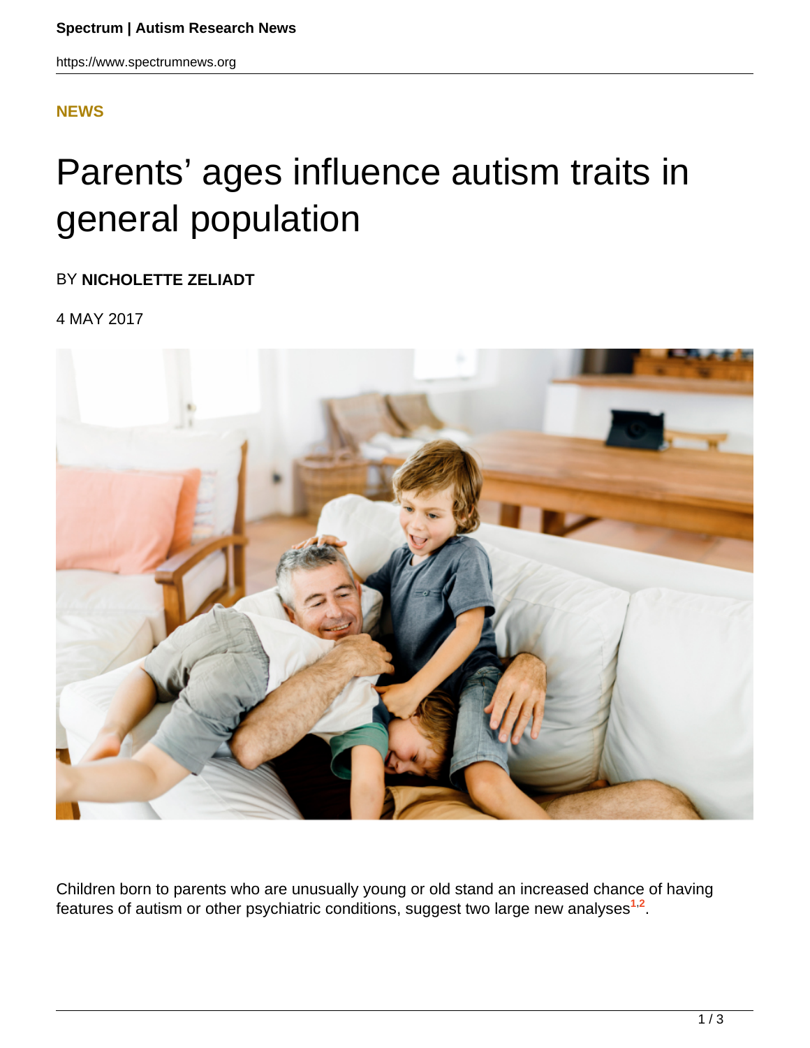NEWS

# Parents' ages influence autism traits in general population

BY **NICHOLETTE ZELIADT**

4 MAY 2017

Children born to parents who are unusually young or old stand an increased chance of having features of autism or other psychiatric conditions, suggest two large new analyses[1,2].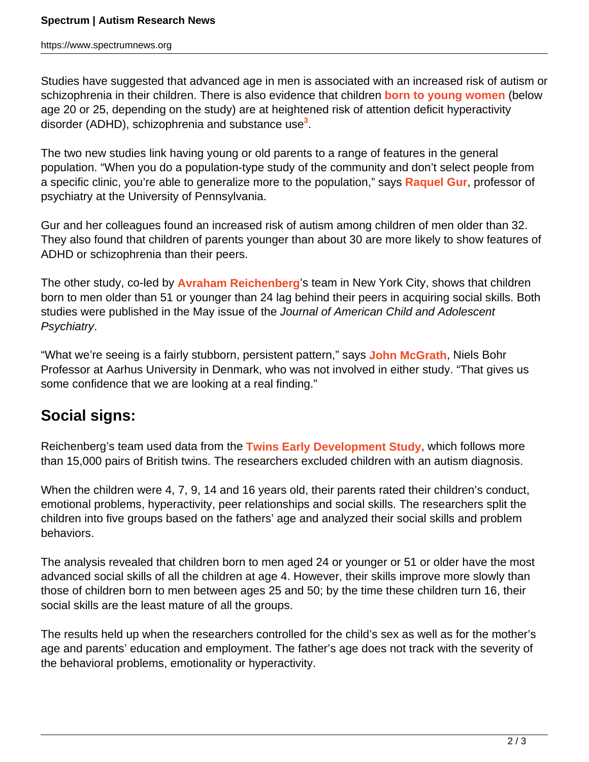Studies have suggested that advanced age in men is associated with an increased risk of autism or schizophrenia in their children. There is also evidence that children **born to young women** (below age 20 or 25, depending on the study) are at heightened risk of attention deficit hyperactivity disorder (ADHD), schizophrenia and substance use[3].

The two new studies link having young or old parents to a range of features in the general population. “When you do a population-type study of the community and don’t select people from a specific clinic, you’re able to generalize more to the population,” says **Raquel Gur**, professor of psychiatry at the University of Pennsylvania.

Gur and her colleagues found an increased risk of autism among children of men older than 32. They also found that children of parents younger than about 30 are more likely to show features of ADHD or schizophrenia than their peers.

The other study, co-led by **Avraham Reichenberg**’s team in New York City, shows that children born to men older than 51 or younger than 24 lag behind their peers in acquiring social skills. Both studies were published in the May issue of the *Journal of American Child and Adolescent Psychiatry*.

“What we’re seeing is a fairly stubborn, persistent pattern,” says **John McGrath**, Niels Bohr Professor at Aarhus University in Denmark, who was not involved in either study. “That gives us some confidence that we are looking at a real finding.”

## Social signs:

Reichenberg’s team used data from the **Twins Early Development Study**, which follows more than 15,000 pairs of British twins. The researchers excluded children with an autism diagnosis.

When the children were 4, 7, 9, 14 and 16 years old, their parents rated their children’s conduct, emotional problems, hyperactivity, peer relationships and social skills. The researchers split the children into five groups based on the fathers’ age and analyzed their social skills and problem behaviors.

The analysis revealed that children born to men aged 24 or younger or 51 or older have the most advanced social skills of all the children at age 4. However, their skills improve more slowly than those of children born to men between ages 25 and 50; by the time these children turn 16, their social skills are the least mature of all the groups.

The results held up when the researchers controlled for the child’s sex as well as for the mother’s age and parents’ education and employment. The father’s age does not track with the severity of the behavioral problems, emotionality or hyperactivity.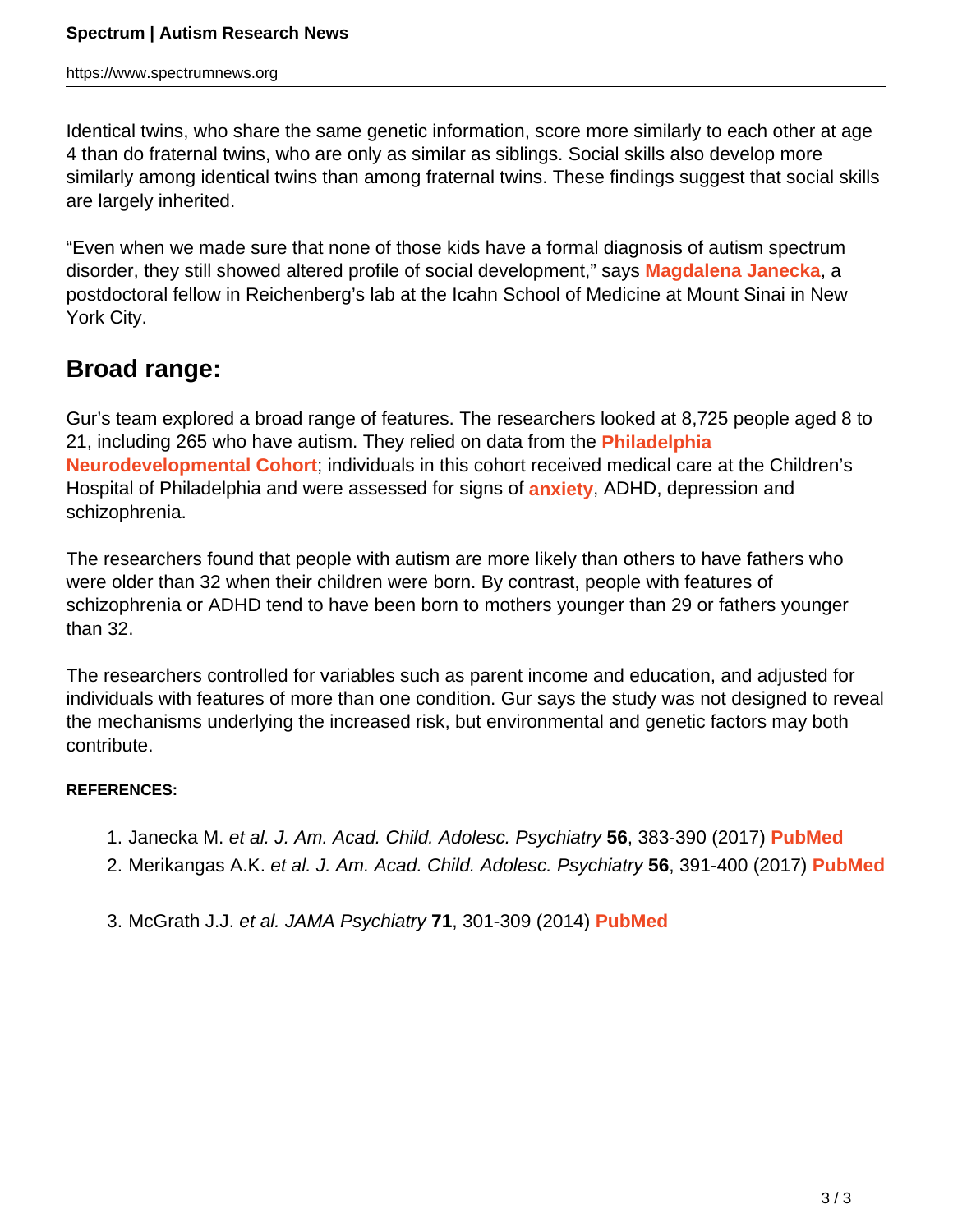Identical twins, who share the same genetic information, score more similarly to each other at age 4 than do fraternal twins, who are only as similar as siblings. Social skills also develop more similarly among identical twins than among fraternal twins. These findings suggest that social skills are largely inherited.

“Even when we made sure that none of those kids have a formal diagnosis of autism spectrum disorder, they still showed altered profile of social development,” says **Magdalena Janecka**, a postdoctoral fellow in Reichenberg’s lab at the Icahn School of Medicine at Mount Sinai in New York City.

## Broad range:

Gur’s team explored a broad range of features. The researchers looked at 8,725 people aged 8 to 21, including 265 who have autism. They relied on data from the **Philadelphia Neurodevelopmental Cohort**; individuals in this cohort received medical care at the Children’s Hospital of Philadelphia and were assessed for signs of **anxiety**, ADHD, depression and schizophrenia.

The researchers found that people with autism are more likely than others to have fathers who were older than 32 when their children were born. By contrast, people with features of schizophrenia or ADHD tend to have been born to mothers younger than 29 or fathers younger than 32.

The researchers controlled for variables such as parent income and education, and adjusted for individuals with features of more than one condition. Gur says the study was not designed to reveal the mechanisms underlying the increased risk, but environmental and genetic factors may both contribute.

**REFERENCES:**

1. Janecka M. *et al. J. Am. Acad. Child. Adolesc. Psychiatry* **56**, 383-390 (2017) **PubMed**
2. Merikangas A.K. *et al. J. Am. Acad. Child. Adolesc. Psychiatry* **56**, 391-400 (2017) **PubMed**
3. McGrath J.J. *et al. JAMA Psychiatry* **71**, 301-309 (2014) **PubMed**